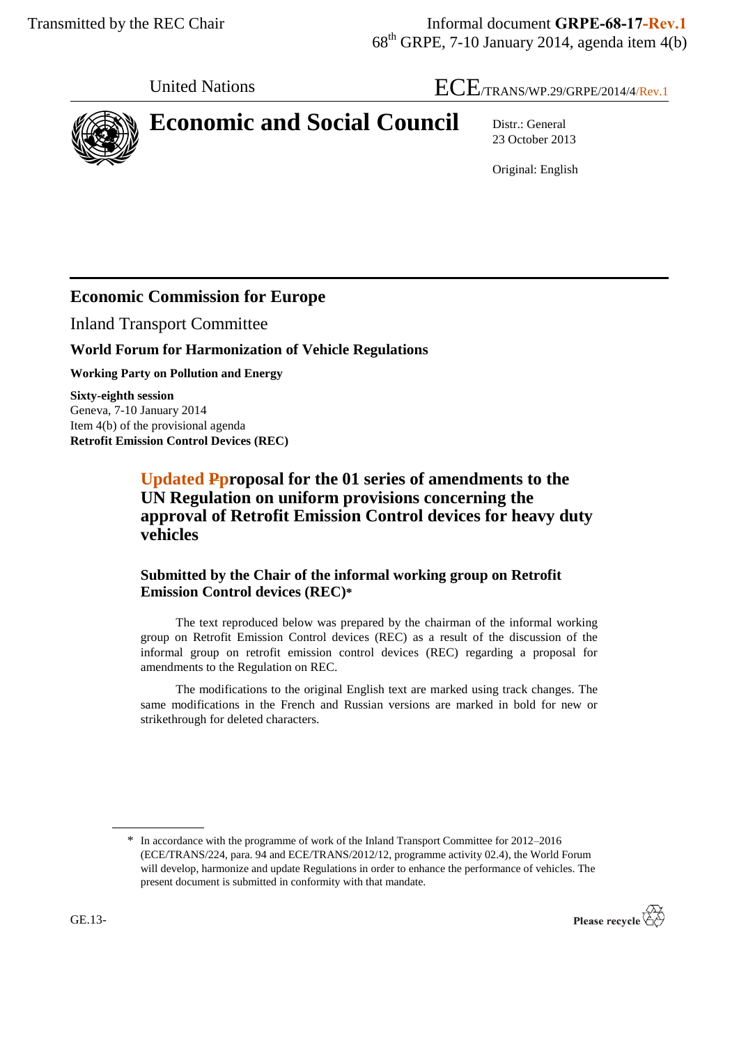Transmitted by the REC Chair

Informal document **GRPE-68-17-Rev.1**
68th GRPE, 7-10 January 2014, agenda item 4(b)

United Nations

ECE/TRANS/WP.29/GRPE/2014/4/Rev.1

# Economic and Social Council

Distr.: General
23 October 2013

Original: English

## Economic Commission for Europe

Inland Transport Committee

### World Forum for Harmonization of Vehicle Regulations

**Working Party on Pollution and Energy**

**Sixty-eighth session**
Geneva, 7-10 January 2014
Item 4(b) of the provisional agenda
**Retrofit Emission Control Devices (REC)**

## Updated ~~P~~proposal for the 01 series of amendments to the UN Regulation on uniform provisions concerning the approval of Retrofit Emission Control devices for heavy duty vehicles

### Submitted by the Chair of the informal working group on Retrofit Emission Control devices (REC)*

The text reproduced below was prepared by the chairman of the informal working group on Retrofit Emission Control devices (REC) as a result of the discussion of the informal group on retrofit emission control devices (REC) regarding a proposal for amendments to the Regulation on REC.

The modifications to the original English text are marked using track changes. The same modifications in the French and Russian versions are marked in bold for new or strikethrough for deleted characters.

\* In accordance with the programme of work of the Inland Transport Committee for 2012–2016 (ECE/TRANS/224, para. 94 and ECE/TRANS/2012/12, programme activity 02.4), the World Forum will develop, harmonize and update Regulations in order to enhance the performance of vehicles. The present document is submitted in conformity with that mandate.

GE.13-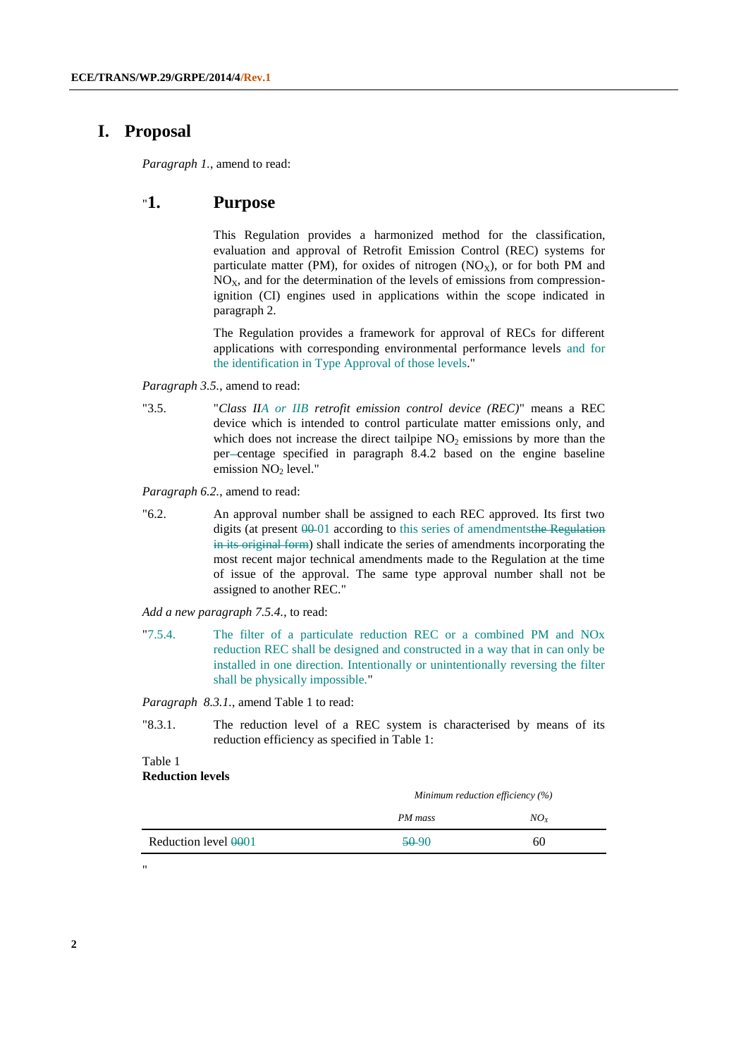# I. Proposal

*Paragraph 1.*, amend to read:

## "1. Purpose

This Regulation provides a harmonized method for the classification, evaluation and approval of Retrofit Emission Control (REC) systems for particulate matter (PM), for oxides of nitrogen ($NO_X$), or for both PM and $NO_X$, and for the determination of the levels of emissions from compression-ignition (CI) engines used in applications within the scope indicated in paragraph 2.

The Regulation provides a framework for approval of RECs for different applications with corresponding environmental performance levels and for the identification in Type Approval of those levels."

*Paragraph 3.5.*, amend to read:

"3.5. "*Class IIA or IIB retrofit emission control device (REC)*" means a REC device which is intended to control particulate matter emissions only, and which does not increase the direct tailpipe $NO_2$ emissions by more than the per–centage specified in paragraph 8.4.2 based on the engine baseline emission $NO_2$ level."

*Paragraph 6.2.*, amend to read:

"6.2. An approval number shall be assigned to each REC approved. Its first two digits (at present ~~00~~ 01 according to this series of amendments~~the Regulation in its original form~~) shall indicate the series of amendments incorporating the most recent major technical amendments made to the Regulation at the time of issue of the approval. The same type approval number shall not be assigned to another REC."

*Add a new paragraph 7.5.4.*, to read:

"7.5.4. The filter of a particulate reduction REC or a combined PM and NOx reduction REC shall be designed and constructed in a way that in can only be installed in one direction. Intentionally or unintentionally reversing the filter shall be physically impossible."

*Paragraph 8.3.1.*, amend Table 1 to read:

"8.3.1. The reduction level of a REC system is characterised by means of its reduction efficiency as specified in Table 1:

Table 1
**Reduction levels**

| | *Minimum reduction efficiency (%)* | |
|---|---|---|
| | *PM mass* | *$NO_X$* |
| Reduction level ~~00~~01 | ~~50~~ 90 | 60 |

"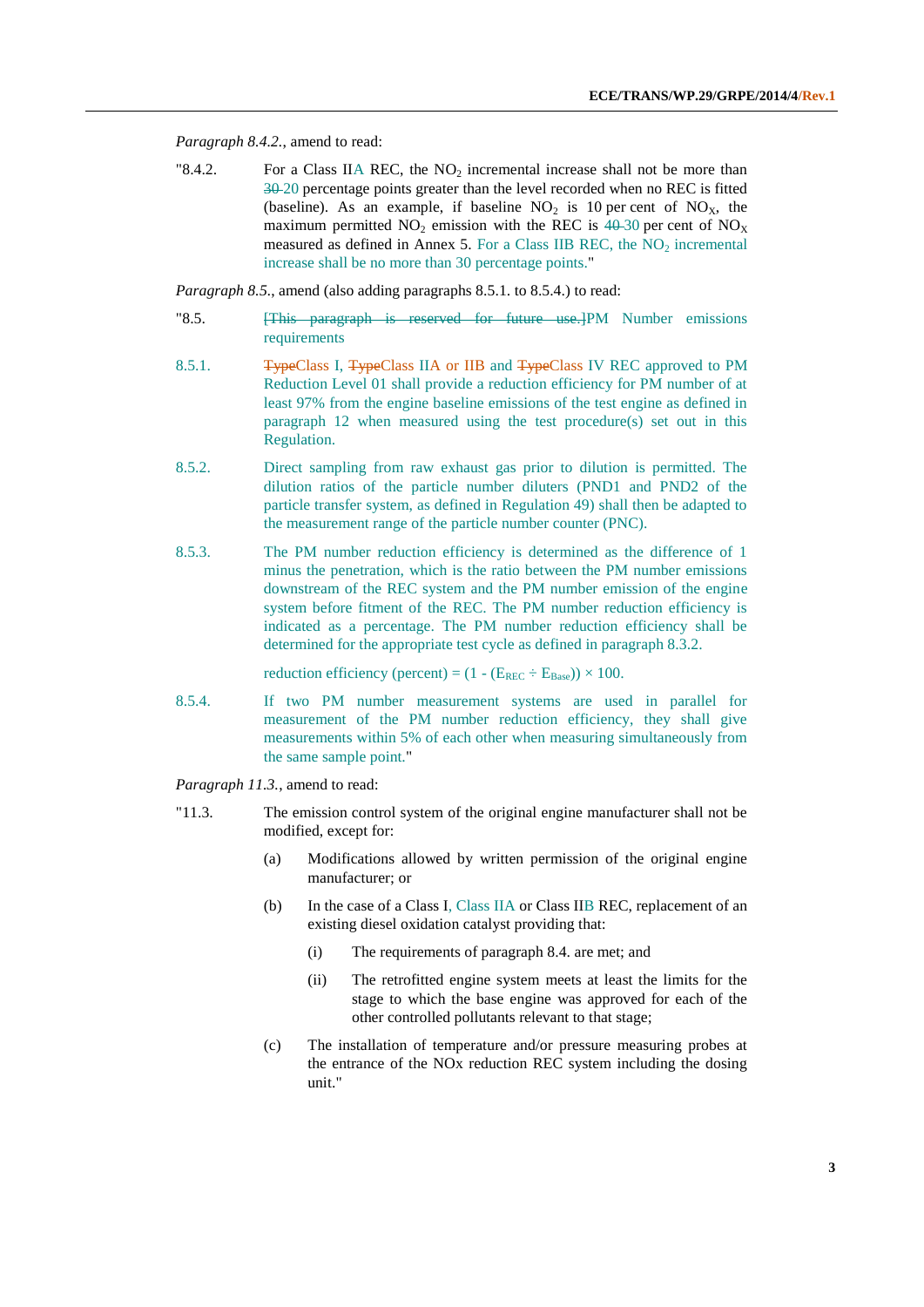*Paragraph 8.4.2.*, amend to read:

"8.4.2. For a Class IIA REC, the $NO_2$ incremental increase shall not be more than ~~30~~ 20 percentage points greater than the level recorded when no REC is fitted (baseline). As an example, if baseline $NO_2$ is 10 per cent of $NO_X$, the maximum permitted $NO_2$ emission with the REC is ~~40~~ 30 per cent of $NO_X$ measured as defined in Annex 5. For a Class IIB REC, the $NO_2$ incremental increase shall be no more than 30 percentage points."

*Paragraph 8.5.*, amend (also adding paragraphs 8.5.1. to 8.5.4.) to read:

"8.5. ~~[This paragraph is reserved for future use.]~~PM Number emissions requirements

8.5.1. ~~Type~~Class I, ~~Type~~Class IIA or IIB and ~~Type~~Class IV REC approved to PM Reduction Level 01 shall provide a reduction efficiency for PM number of at least 97% from the engine baseline emissions of the test engine as defined in paragraph 12 when measured using the test procedure(s) set out in this Regulation.

8.5.2. Direct sampling from raw exhaust gas prior to dilution is permitted. The dilution ratios of the particle number diluters (PND1 and PND2 of the particle transfer system, as defined in Regulation 49) shall then be adapted to the measurement range of the particle number counter (PNC).

8.5.3. The PM number reduction efficiency is determined as the difference of 1 minus the penetration, which is the ratio between the PM number emissions downstream of the REC system and the PM number emission of the engine system before fitment of the REC. The PM number reduction efficiency is indicated as a percentage. The PM number reduction efficiency shall be determined for the appropriate test cycle as defined in paragraph 8.3.2.

reduction efficiency (percent) = $(1 - (E_{REC} \div E_{Base})) \times 100$.

8.5.4. If two PM number measurement systems are used in parallel for measurement of the PM number reduction efficiency, they shall give measurements within 5% of each other when measuring simultaneously from the same sample point."

*Paragraph 11.3.*, amend to read:

"11.3. The emission control system of the original engine manufacturer shall not be modified, except for:

(a) Modifications allowed by written permission of the original engine manufacturer; or

(b) In the case of a Class I, Class IIA or Class IIB REC, replacement of an existing diesel oxidation catalyst providing that:

(i) The requirements of paragraph 8.4. are met; and

(ii) The retrofitted engine system meets at least the limits for the stage to which the base engine was approved for each of the other controlled pollutants relevant to that stage;

(c) The installation of temperature and/or pressure measuring probes at the entrance of the NOx reduction REC system including the dosing unit."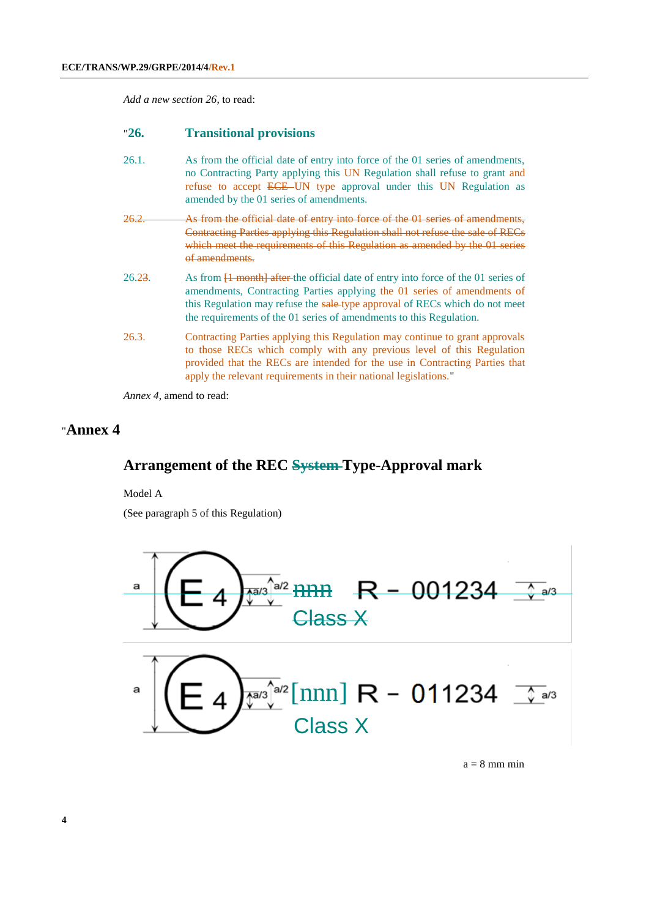*Add a new section 26*, to read:

## "26. Transitional provisions

26.1. As from the official date of entry into force of the 01 series of amendments, no Contracting Party applying this UN Regulation shall refuse to grant and refuse to accept ~~ECE~~ UN type approval under this UN Regulation as amended by the 01 series of amendments.

~~26.2. As from the official date of entry into force of the 01 series of amendments, Contracting Parties applying this Regulation shall not refuse the sale of RECs which meet the requirements of this Regulation as amended by the 01 series of amendments.~~

26.2~~3~~. As from ~~[1 month] after~~ the official date of entry into force of the 01 series of amendments, Contracting Parties applying the 01 series of amendments of this Regulation may refuse the ~~sale~~ type approval of RECs which do not meet the requirements of the 01 series of amendments to this Regulation.

26.3. Contracting Parties applying this Regulation may continue to grant approvals to those RECs which comply with any previous level of this Regulation provided that the RECs are intended for the use in Contracting Parties that apply the relevant requirements in their national legislations."

*Annex 4*, amend to read:

# "Annex 4

## Arrangement of the REC ~~System~~ Type-Approval mark

Model A

(See paragraph 5 of this Regulation)

a E 4 a/3 a/2 ~~nnn~~ ~~R – 001234~~ a/3 ~~Class X~~

a E 4 a/3 a/2 [nnn] R – 011234 a/3 Class X

a = 8 mm min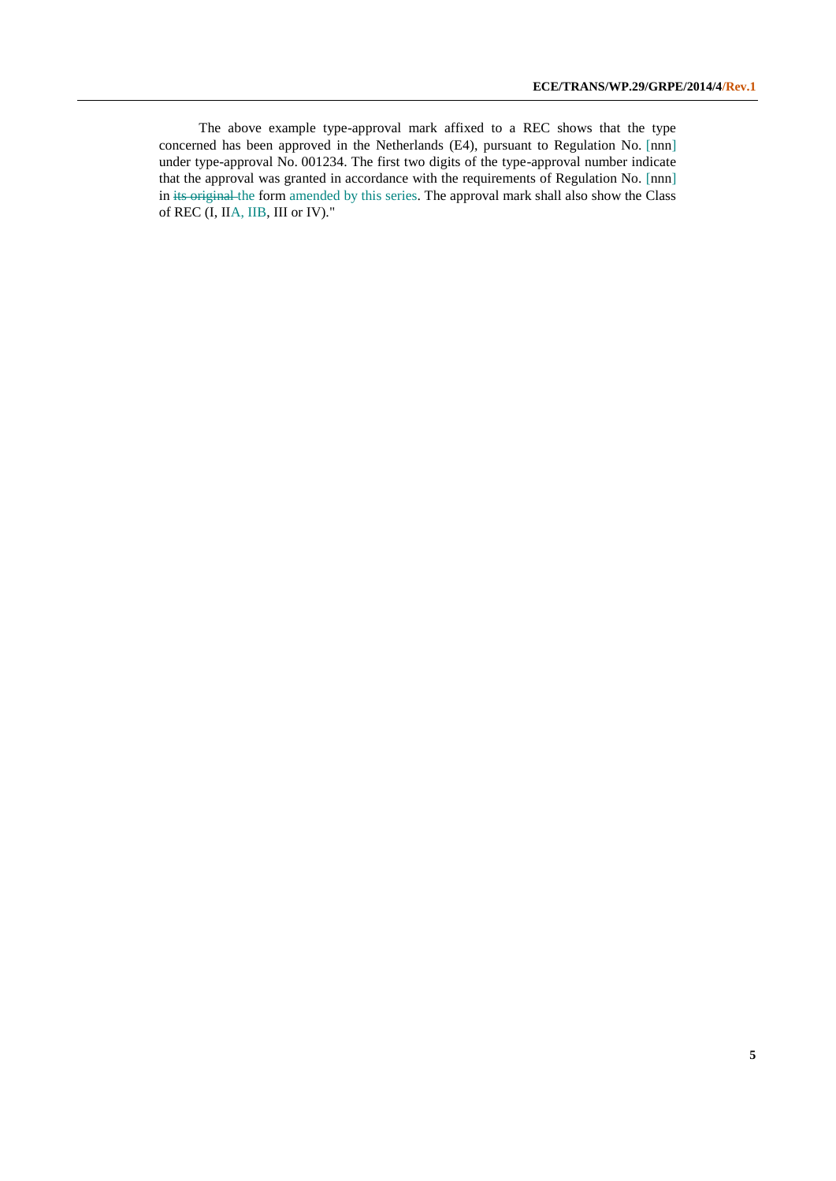The above example type-approval mark affixed to a REC shows that the type concerned has been approved in the Netherlands (E4), pursuant to Regulation No. [nnn] under type-approval No. 001234. The first two digits of the type-approval number indicate that the approval was granted in accordance with the requirements of Regulation No. [nnn] in ~~its original~~ the form amended by this series. The approval mark shall also show the Class of REC (I, IIA, IIB, III or IV)."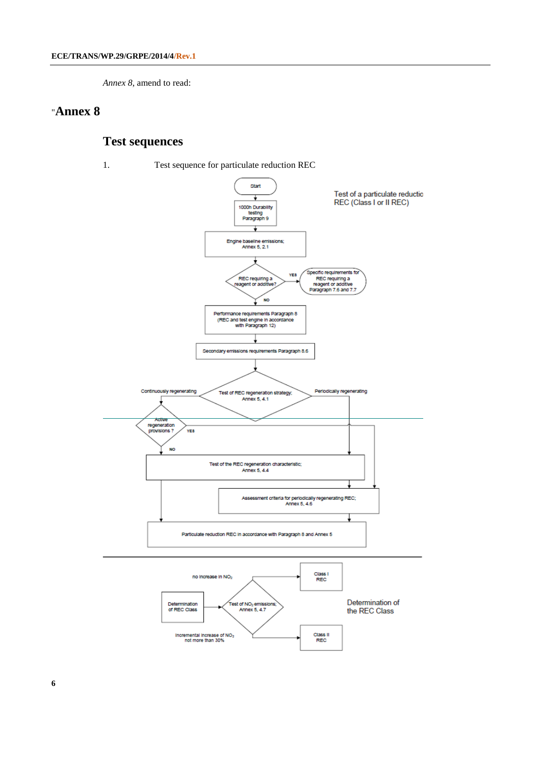*Annex 8*, amend to read:

"# Annex 8

## Test sequences

1. Test sequence for particulate reduction REC

Test of a particulate reductio REC (Class I or II REC)

Start

1000h Durability testing Paragraph 9

Engine baseline emissions; Annex 5, 2.1

REC requiring a reagent or additive?

YES

Specific requirements for REC requiring a reagent or additive Paragraph 7.6 and 7.7

NO

Performance requirements Paragraph 8 (REC and test engine in accordance with Paragraph 12)

Secondary emissions requirements Paragraph 8.6

Continuously regenerating

Test of REC regeneration strategy; Annex 5, 4.1

Periodically regenerating

Active regeneration provisions ?

YES

NO

Test of the REC regeneration characteristic; Annex 5, 4.4

Assessment criteria for periodically regenerating REC; Annex 5, 4.6

Particulate reduction REC in accordance with Paragraph 8 and Annex 5

no increase in $NO_2$

Class I REC

Determination of REC Class

Test of $NO_2$ emissions; Annex 5, 4.7

Determination of the REC Class

Incremental increase of $NO_2$ not more than 30%

Class II REC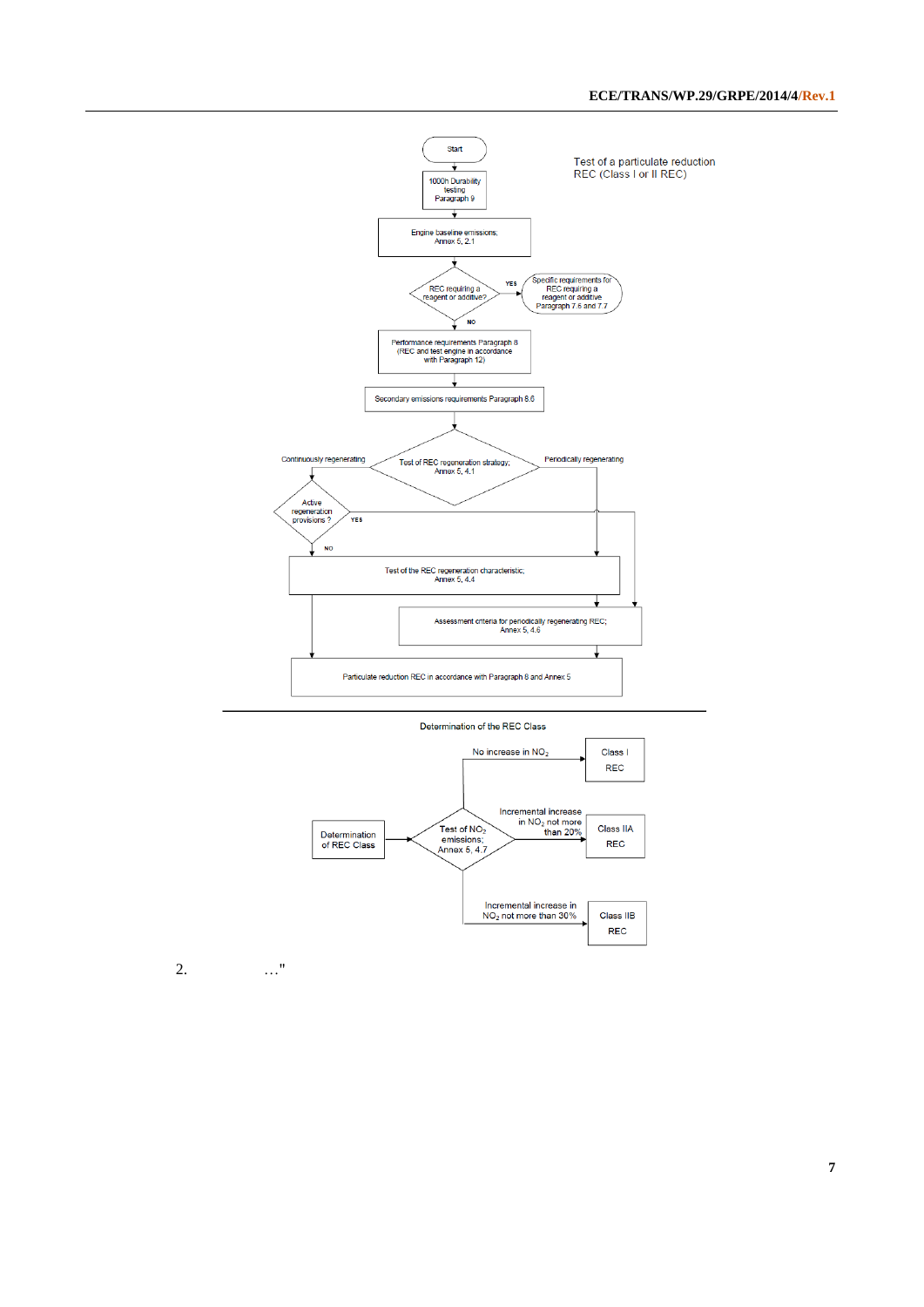Test of a particulate reduction REC (Class I or II REC)

Start

1000h Durability testing Paragraph 9

Engine baseline emissions; Annex 5, 2.1

REC requiring a reagent or additive?

YES

Specific requirements for REC requiring a reagent or additive Paragraph 7.6 and 7.7

NO

Performance requirements Paragraph 8 (REC and test engine in accordance with Paragraph 12)

Secondary emissions requirements Paragraph 8.6

Test of REC regeneration strategy; Annex 5, 4.1

Continuously regenerating

Periodically regenerating

Active regeneration provisions ?

YES

NO

Test of the REC regeneration characteristic; Annex 5, 4.4

Assessment criteria for periodically regenerating REC; Annex 5, 4.6

Particulate reduction REC in accordance with Paragraph 8 and Annex 5

Determination of the REC Class

Determination of REC Class

Test of $NO_2$ emissions; Annex 5, 4.7

No increase in $NO_2$ → Class I REC

Incremental increase in $NO_2$ not more than 20% → Class IIA REC

Incremental increase in $NO_2$ not more than 30% → Class IIB REC

2. …"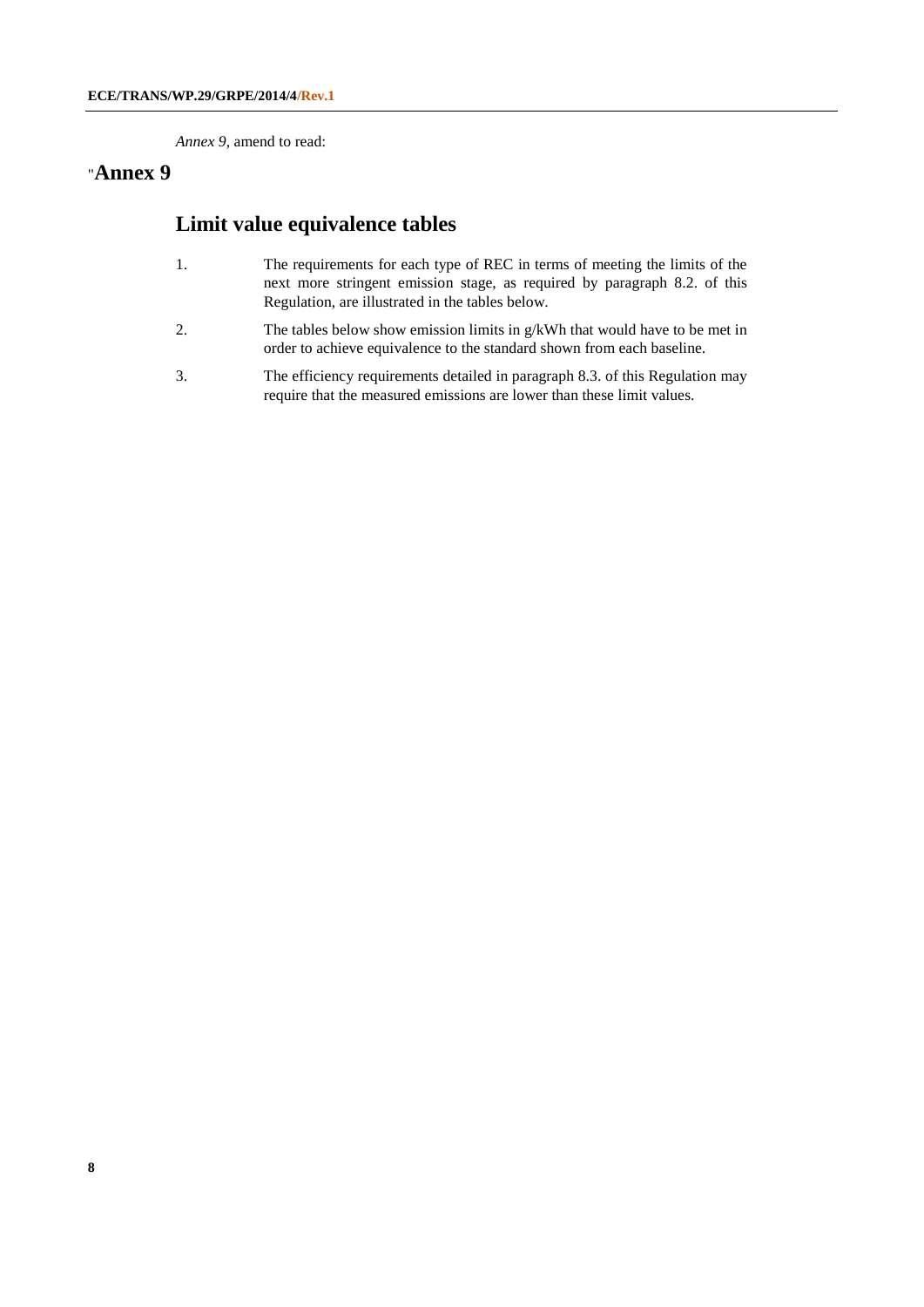*Annex 9*, amend to read:

# "Annex 9

## Limit value equivalence tables

1. The requirements for each type of REC in terms of meeting the limits of the next more stringent emission stage, as required by paragraph 8.2. of this Regulation, are illustrated in the tables below.

2. The tables below show emission limits in g/kWh that would have to be met in order to achieve equivalence to the standard shown from each baseline.

3. The efficiency requirements detailed in paragraph 8.3. of this Regulation may require that the measured emissions are lower than these limit values.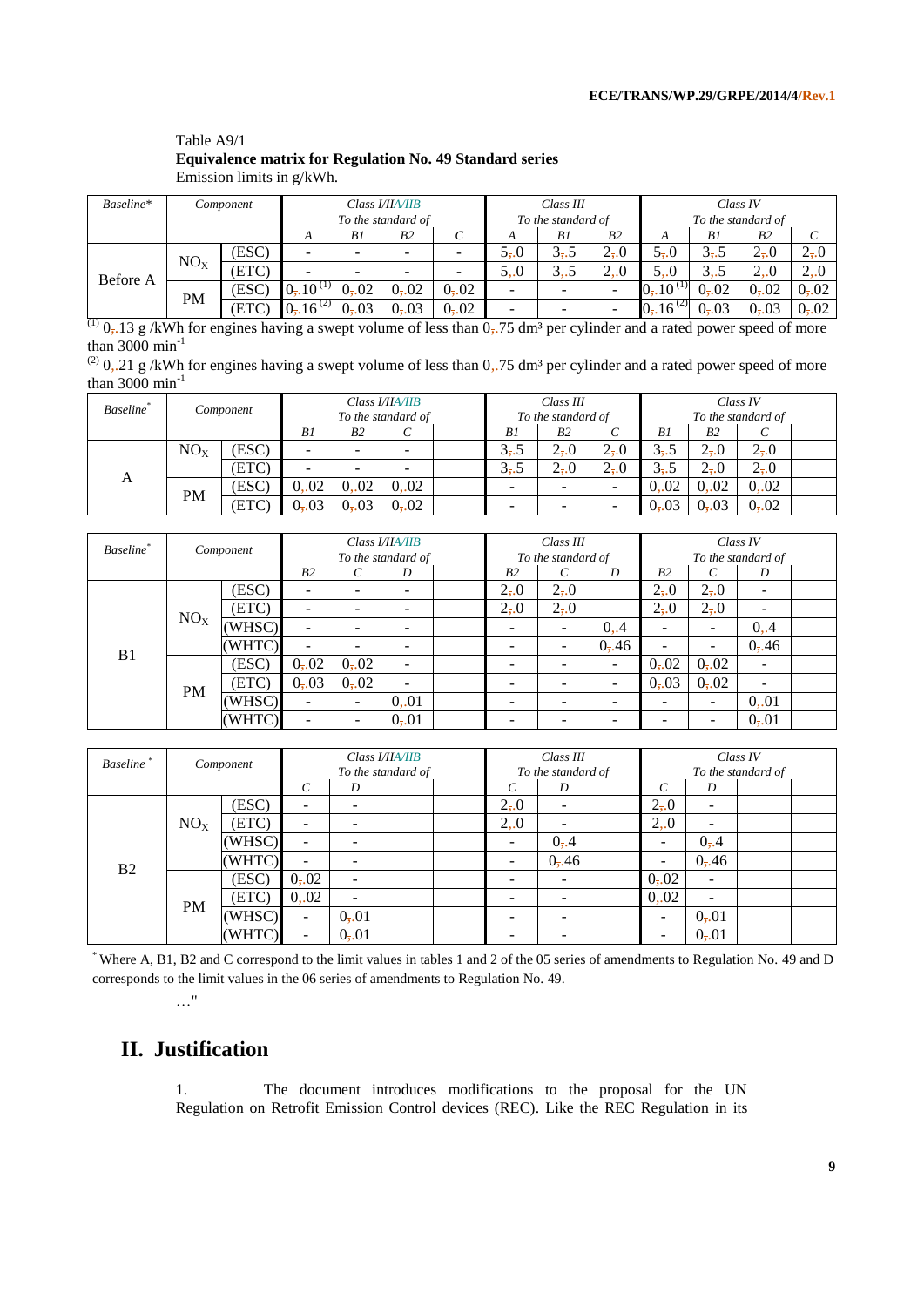Table A9/1

**Equivalence matrix for Regulation No. 49 Standard series**

Emission limits in g/kWh.

| *Baseline\** | *Component* | | *Class I/IIA/IIB* *To the standard of* | | | | *Class III* *To the standard of* | | | *Class IV* *To the standard of* | | | |
|---|---|---|---|---|---|---|---|---|---|---|---|---|---|
| | | | *A* | *B1* | *B2* | *C* | *A* | *B1* | *B2* | *A* | *B1* | *B2* | *C* |
| Before A | $NO_X$ | (ESC) | - | - | - | - | 5.0 | 3.5 | 2.0 | 5.0 | 3.5 | 2.0 | 2.0 |
| | | (ETC) | - | - | - | - | 5.0 | 3.5 | 2.0 | 5.0 | 3.5 | 2.0 | 2.0 |
| | PM | (ESC) | 0.10 [(1)] | 0.02 | 0.02 | 0.02 | - | - | - | 0.10 [(1)] | 0.02 | 0.02 | 0.02 |
| | | (ETC) | 0.16 [(2)] | 0.03 | 0.03 | 0.02 | - | - | - | 0.16 [(2)] | 0.03 | 0.03 | 0.02 |

[(1)] 0.13 g /kWh for engines having a swept volume of less than 0.75 $dm^3$ per cylinder and a rated power speed of more than 3000 $min^{-1}$

[(2)] 0.21 g /kWh for engines having a swept volume of less than 0.75 $dm^3$ per cylinder and a rated power speed of more than 3000 $min^{-1}$

| *Baseline\** | *Component* | | *Class I/IIA/IIB* *To the standard of* | | | | *Class III* *To the standard of* | | | *Class IV* *To the standard of* | | | |
|---|---|---|---|---|---|---|---|---|---|---|---|---|---|
| | | | *B1* | *B2* | *C* | | *B1* | *B2* | *C* | *B1* | *B2* | *C* | |
| A | $NO_X$ | (ESC) | - | - | - | | 3.5 | 2.0 | 2.0 | 3.5 | 2.0 | 2.0 | |
| | | (ETC) | - | - | - | | 3.5 | 2.0 | 2.0 | 3.5 | 2.0 | 2.0 | |
| | PM | (ESC) | 0.02 | 0.02 | 0.02 | | - | - | - | 0.02 | 0.02 | 0.02 | |
| | | (ETC) | 0.03 | 0.03 | 0.02 | | - | - | - | 0.03 | 0.03 | 0.02 | |

| *Baseline\** | *Component* | | *Class I/IIA/IIB* *To the standard of* | | | | *Class III* *To the standard of* | | | *Class IV* *To the standard of* | | | |
|---|---|---|---|---|---|---|---|---|---|---|---|---|---|
| | | | *B2* | *C* | *D* | | *B2* | *C* | *D* | *B2* | *C* | *D* | |
| B1 | $NO_X$ | (ESC) | - | - | - | | 2.0 | 2.0 | | 2.0 | 2.0 | - | |
| | | (ETC) | - | - | - | | 2.0 | 2.0 | | 2.0 | 2.0 | - | |
| | | (WHSC) | - | - | - | | - | - | 0.4 | - | - | 0.4 | |
| | | (WHTC) | - | - | - | | - | - | 0.46 | - | - | 0.46 | |
| | PM | (ESC) | 0.02 | 0.02 | - | | - | - | - | 0.02 | 0.02 | - | |
| | | (ETC) | 0.03 | 0.02 | - | | - | - | - | 0.03 | 0.02 | - | |
| | | (WHSC) | - | - | 0.01 | | - | - | - | - | - | 0.01 | |
| | | (WHTC) | - | - | 0.01 | | - | - | - | - | - | 0.01 | |

| *Baseline\** | *Component* | | *Class I/IIA/IIB* *To the standard of* | | | | *Class III* *To the standard of* | | | *Class IV* *To the standard of* | | | |
|---|---|---|---|---|---|---|---|---|---|---|---|---|---|
| | | | *C* | *D* | | | *C* | *D* | | *C* | *D* | | |
| B2 | $NO_X$ | (ESC) | - | - | | | 2.0 | - | | 2.0 | - | | |
| | | (ETC) | - | - | | | 2.0 | - | | 2.0 | - | | |
| | | (WHSC) | - | - | | | - | 0.4 | | - | 0.4 | | |
| | | (WHTC) | - | - | | | - | 0.46 | | - | 0.46 | | |
| | PM | (ESC) | 0.02 | - | | | - | - | | 0.02 | - | | |
| | | (ETC) | 0.02 | - | | | - | - | | 0.02 | - | | |
| | | (WHSC) | - | 0.01 | | | - | - | | - | 0.01 | | |
| | | (WHTC) | - | 0.01 | | | - | - | | - | 0.01 | | |

\* Where A, B1, B2 and C correspond to the limit values in tables 1 and 2 of the 05 series of amendments to Regulation No. 49 and D corresponds to the limit values in the 06 series of amendments to Regulation No. 49.

…"

## II. Justification

1. The document introduces modifications to the proposal for the UN Regulation on Retrofit Emission Control devices (REC). Like the REC Regulation in its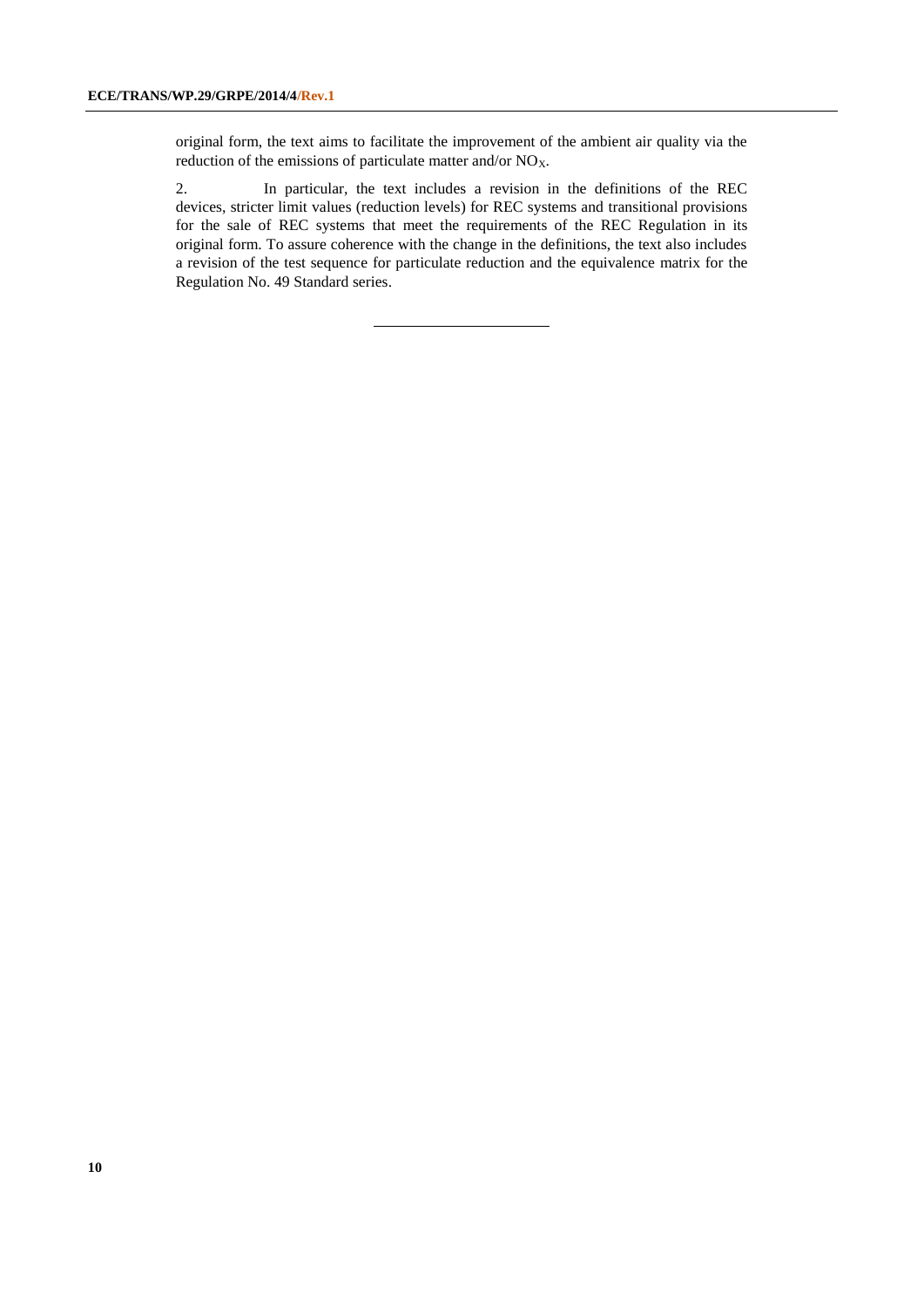original form, the text aims to facilitate the improvement of the ambient air quality via the reduction of the emissions of particulate matter and/or $NO_X$.

2. In particular, the text includes a revision in the definitions of the REC devices, stricter limit values (reduction levels) for REC systems and transitional provisions for the sale of REC systems that meet the requirements of the REC Regulation in its original form. To assure coherence with the change in the definitions, the text also includes a revision of the test sequence for particulate reduction and the equivalence matrix for the Regulation No. 49 Standard series.